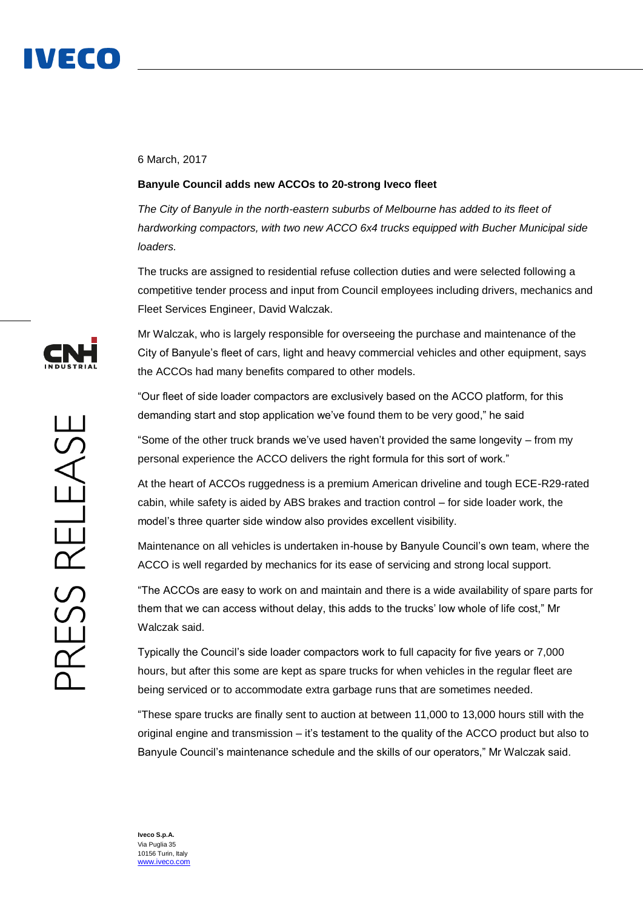6 March, 2017

**Banyule Council adds new ACCOs to 20-strong Iveco fleet**

*The City of Banyule in the north-eastern suburbs of Melbourne has added to its fleet of hardworking compactors, with two new ACCO 6x4 trucks equipped with Bucher Municipal side loaders.*

The trucks are assigned to residential refuse collection duties and were selected following a competitive tender process and input from Council employees including drivers, mechanics and Fleet Services Engineer, David Walczak.

Mr Walczak, who is largely responsible for overseeing the purchase and maintenance of the City of Banyule's fleet of cars, light and heavy commercial vehicles and other equipment, says the ACCOs had many benefits compared to other models.

"Our fleet of side loader compactors are exclusively based on the ACCO platform, for this demanding start and stop application we've found them to be very good," he said

"Some of the other truck brands we've used haven't provided the same longevity – from my personal experience the ACCO delivers the right formula for this sort of work."

At the heart of ACCOs ruggedness is a premium American driveline and tough ECE-R29-rated cabin, while safety is aided by ABS brakes and traction control – for side loader work, the model's three quarter side window also provides excellent visibility.

Maintenance on all vehicles is undertaken in-house by Banyule Council's own team, where the ACCO is well regarded by mechanics for its ease of servicing and strong local support.

"The ACCOs are easy to work on and maintain and there is a wide availability of spare parts for them that we can access without delay, this adds to the trucks' low whole of life cost," Mr Walczak said.

Typically the Council's side loader compactors work to full capacity for five years or 7,000 hours, but after this some are kept as spare trucks for when vehicles in the regular fleet are being serviced or to accommodate extra garbage runs that are sometimes needed.

"These spare trucks are finally sent to auction at between 11,000 to 13,000 hours still with the original engine and transmission – it's testament to the quality of the ACCO product but also to Banyule Council's maintenance schedule and the skills of our operators," Mr Walczak said.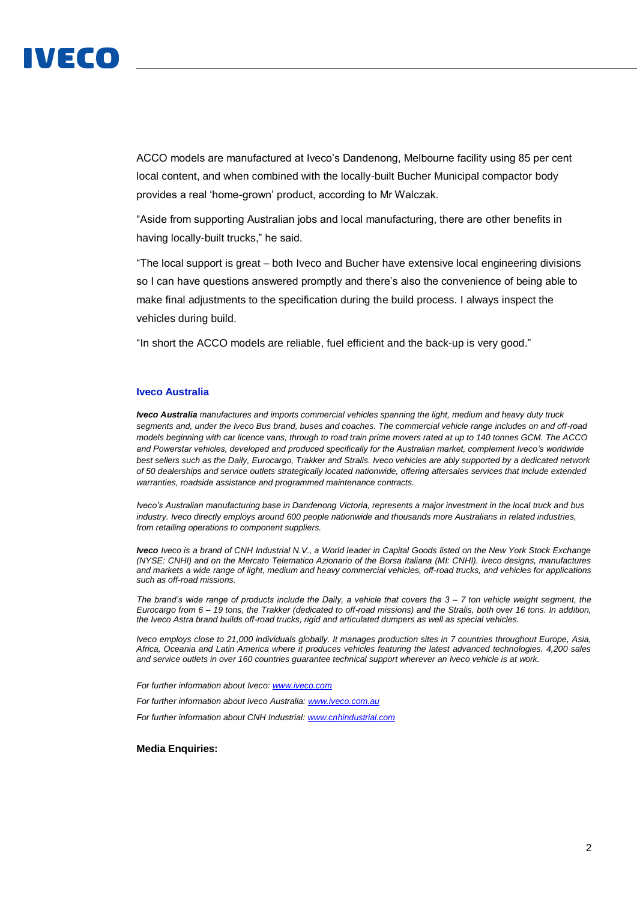ACCO models are manufactured at Iveco's Dandenong, Melbourne facility using 85 per cent local content, and when combined with the locally-built Bucher Municipal compactor body provides a real 'home-grown' product, according to Mr Walczak.

"Aside from supporting Australian jobs and local manufacturing, there are other benefits in having locally-built trucks," he said.

"The local support is great – both Iveco and Bucher have extensive local engineering divisions so I can have questions answered promptly and there's also the convenience of being able to make final adjustments to the specification during the build process. I always inspect the vehicles during build.

"In short the ACCO models are reliable, fuel efficient and the back-up is very good."

**Iveco Australia**

***Iveco Australia*** *manufactures and imports commercial vehicles spanning the light, medium and heavy duty truck segments and, under the Iveco Bus brand, buses and coaches. The commercial vehicle range includes on and off-road models beginning with car licence vans, through to road train prime movers rated at up to 140 tonnes GCM. The ACCO and Powerstar vehicles, developed and produced specifically for the Australian market, complement Iveco's worldwide best sellers such as the Daily, Eurocargo, Trakker and Stralis. Iveco vehicles are ably supported by a dedicated network of 50 dealerships and service outlets strategically located nationwide, offering aftersales services that include extended warranties, roadside assistance and programmed maintenance contracts.*

*Iveco's Australian manufacturing base in Dandenong Victoria, represents a major investment in the local truck and bus industry. Iveco directly employs around 600 people nationwide and thousands more Australians in related industries, from retailing operations to component suppliers.*

***Iveco*** *Iveco is a brand of CNH Industrial N.V., a World leader in Capital Goods listed on the New York Stock Exchange (NYSE: CNHI) and on the Mercato Telematico Azionario of the Borsa Italiana (MI: CNHI). Iveco designs, manufactures and markets a wide range of light, medium and heavy commercial vehicles, off-road trucks, and vehicles for applications such as off-road missions.*

*The brand's wide range of products include the Daily, a vehicle that covers the 3 – 7 ton vehicle weight segment, the Eurocargo from 6 – 19 tons, the Trakker (dedicated to off-road missions) and the Stralis, both over 16 tons. In addition, the Iveco Astra brand builds off-road trucks, rigid and articulated dumpers as well as special vehicles.*

*Iveco employs close to 21,000 individuals globally. It manages production sites in 7 countries throughout Europe, Asia, Africa, Oceania and Latin America where it produces vehicles featuring the latest advanced technologies. 4,200 sales and service outlets in over 160 countries guarantee technical support wherever an Iveco vehicle is at work.*

*For further information about Iveco: [www.iveco.com](http://www.iveco.com)*

*For further information about Iveco Australia: [www.iveco.com.au](http://www.iveco.com.au)*

*For further information about CNH Industrial: [www.cnhindustrial.com](http://www.cnhindustrial.com)*

**Media Enquiries:**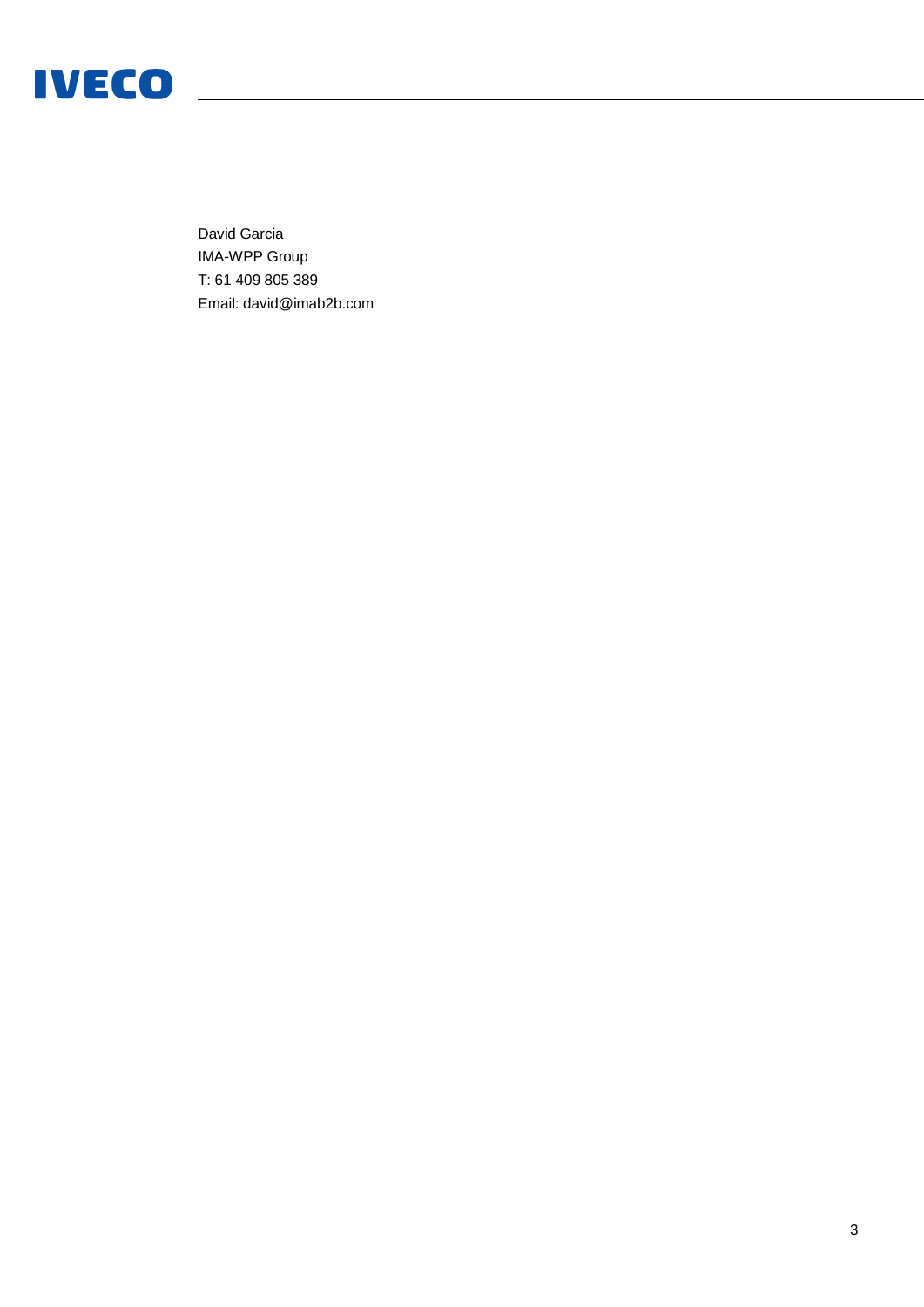David Garcia
IMA-WPP Group
T: 61 409 805 389
Email: david@imab2b.com